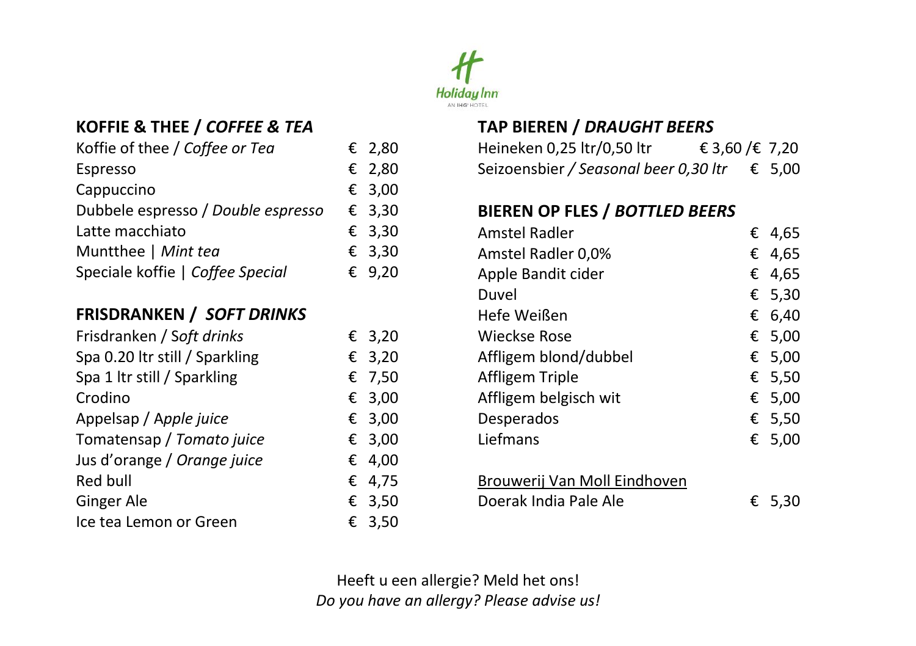Holiday Inn
AN IHG HOTEL

## KOFFIE & THEE / *COFFEE & TEA*

| | |
|---|---|
| Koffie of thee / *Coffee or Tea* | € 2,80 |
| Espresso | € 2,80 |
| Cappuccino | € 3,00 |
| Dubbele espresso / *Double espresso* | € 3,30 |
| Latte macchiato | € 3,30 |
| Muntthee \| *Mint tea* | € 3,30 |
| Speciale koffie \| *Coffee Special* | € 9,20 |

## FRISDRANKEN / *SOFT DRINKS*

| | |
|---|---|
| Frisdranken / *Soft drinks* | € 3,20 |
| Spa 0.20 ltr still / Sparkling | € 3,20 |
| Spa 1 ltr still / Sparkling | € 7,50 |
| Crodino | € 3,00 |
| Appelsap / *Apple juice* | € 3,00 |
| Tomatensap / *Tomato juice* | € 3,00 |
| Jus d'orange / *Orange juice* | € 4,00 |
| Red bull | € 4,75 |
| Ginger Ale | € 3,50 |
| Ice tea Lemon or Green | € 3,50 |

## TAP BIEREN / *DRAUGHT BEERS*

| | |
|---|---|
| Heineken 0,25 ltr/0,50 ltr | € 3,60 /€ 7,20 |
| Seizoensbier / *Seasonal beer 0,30 ltr* | € 5,00 |

## BIEREN OP FLES / *BOTTLED BEERS*

| | |
|---|---|
| Amstel Radler | € 4,65 |
| Amstel Radler 0,0% | € 4,65 |
| Apple Bandit cider | € 4,65 |
| Duvel | € 5,30 |
| Hefe Weißen | € 6,40 |
| Wieckse Rose | € 5,00 |
| Affligem blond/dubbel | € 5,00 |
| Affligem Triple | € 5,50 |
| Affligem belgisch wit | € 5,00 |
| Desperados | € 5,50 |
| Liefmans | € 5,00 |

<u>Brouwerij Van Moll Eindhoven</u>

| | |
|---|---|
| Doerak India Pale Ale | € 5,30 |

Heeft u een allergie? Meld het ons!
*Do you have an allergy? Please advise us!*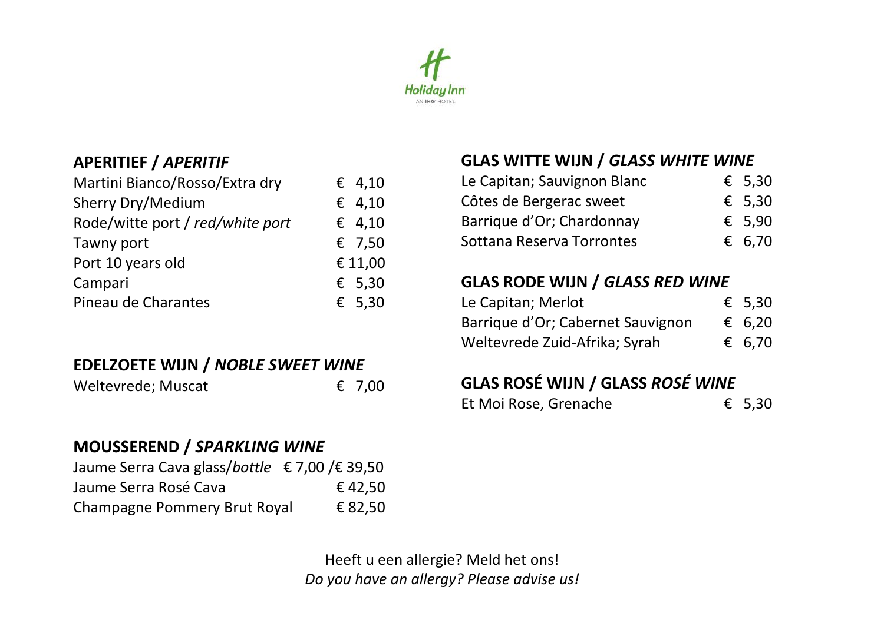## APERITIEF / *APERITIF*

| | |
|---|---|
| Martini Bianco/Rosso/Extra dry | € 4,10 |
| Sherry Dry/Medium | € 4,10 |
| Rode/witte port / *red/white port* | € 4,10 |
| Tawny port | € 7,50 |
| Port 10 years old | € 11,00 |
| Campari | € 5,30 |
| Pineau de Charantes | € 5,30 |

## EDELZOETE WIJN / *NOBLE SWEET WINE*

| | |
|---|---|
| Weltevrede; Muscat | € 7,00 |

## MOUSSEREND / *SPARKLING WINE*

| | |
|---|---|
| Jaume Serra Cava glass/*bottle* | € 7,00 /€ 39,50 |
| Jaume Serra Rosé Cava | € 42,50 |
| Champagne Pommery Brut Royal | € 82,50 |

## GLAS WITTE WIJN / *GLASS WHITE WINE*

| | |
|---|---|
| Le Capitan; Sauvignon Blanc | € 5,30 |
| Côtes de Bergerac sweet | € 5,30 |
| Barrique d'Or; Chardonnay | € 5,90 |
| Sottana Reserva Torrontes | € 6,70 |

## GLAS RODE WIJN / *GLASS RED WINE*

| | |
|---|---|
| Le Capitan; Merlot | € 5,30 |
| Barrique d'Or; Cabernet Sauvignon | € 6,20 |
| Weltevrede Zuid-Afrika; Syrah | € 6,70 |

## GLAS ROSÉ WIJN / GLASS *ROSÉ WINE*

| | |
|---|---|
| Et Moi Rose, Grenache | € 5,30 |

Heeft u een allergie? Meld het ons!
*Do you have an allergy? Please advise us!*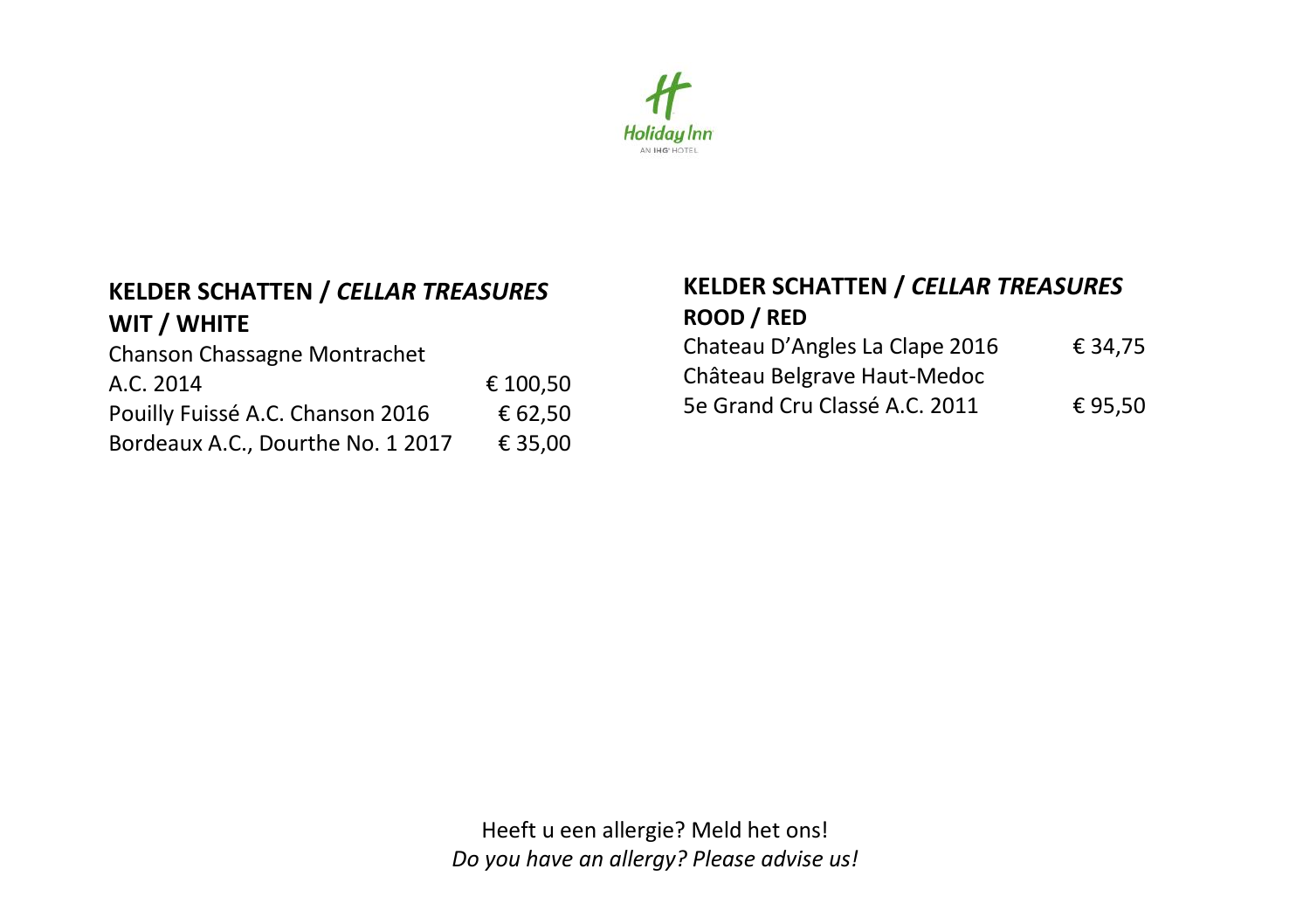## KELDER SCHATTEN / *CELLAR TREASURES*

### WIT / WHITE

| | |
|---|---|
| Chanson Chassagne Montrachet A.C. 2014 | € 100,50 |
| Pouilly Fuissé A.C. Chanson 2016 | € 62,50 |
| Bordeaux A.C., Dourthe No. 1 2017 | € 35,00 |

## KELDER SCHATTEN / *CELLAR TREASURES*

### ROOD / RED

| | |
|---|---|
| Chateau D’Angles La Clape 2016 | € 34,75 |
| Château Belgrave Haut-Medoc 5e Grand Cru Classé A.C. 2011 | € 95,50 |

Heeft u een allergie? Meld het ons!
*Do you have an allergy? Please advise us!*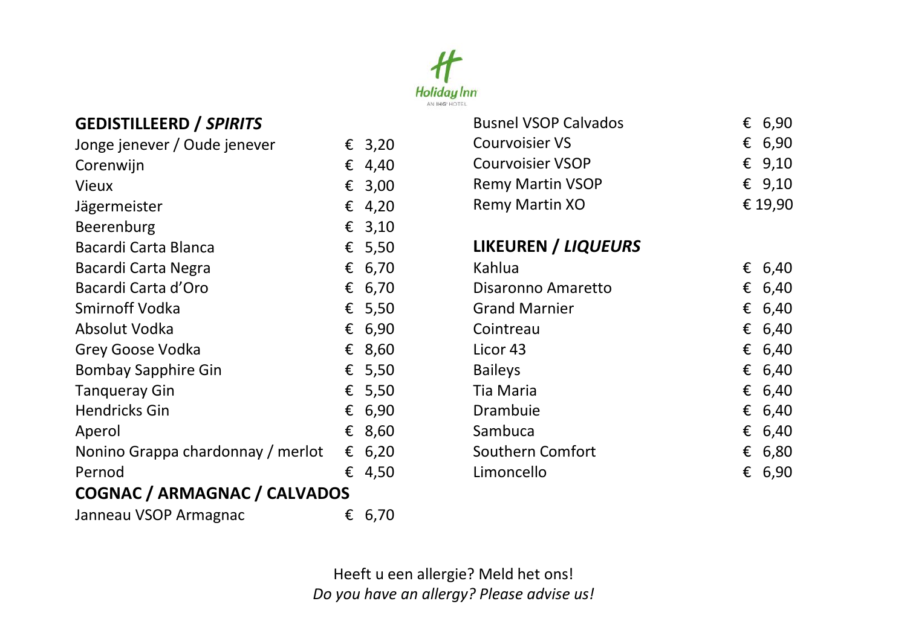## GEDISTILLEERD / *SPIRITS*

| | |
|---|---|
| Jonge jenever / Oude jenever | € 3,20 |
| Corenwijn | € 4,40 |
| Vieux | € 3,00 |
| Jägermeister | € 4,20 |
| Beerenburg | € 3,10 |
| Bacardi Carta Blanca | € 5,50 |
| Bacardi Carta Negra | € 6,70 |
| Bacardi Carta d'Oro | € 6,70 |
| Smirnoff Vodka | € 5,50 |
| Absolut Vodka | € 6,90 |
| Grey Goose Vodka | € 8,60 |
| Bombay Sapphire Gin | € 5,50 |
| Tanqueray Gin | € 5,50 |
| Hendricks Gin | € 6,90 |
| Aperol | € 8,60 |
| Nonino Grappa chardonnay / merlot | € 6,20 |
| Pernod | € 4,50 |

## COGNAC / ARMAGNAC / CALVADOS

| | |
|---|---|
| Janneau VSOP Armagnac | € 6,70 |
| Busnel VSOP Calvados | € 6,90 |
| Courvoisier VS | € 6,90 |
| Courvoisier VSOP | € 9,10 |
| Remy Martin VSOP | € 9,10 |
| Remy Martin XO | € 19,90 |

## LIKEUREN / *LIQUEURS*

| | |
|---|---|
| Kahlua | € 6,40 |
| Disaronno Amaretto | € 6,40 |
| Grand Marnier | € 6,40 |
| Cointreau | € 6,40 |
| Licor 43 | € 6,40 |
| Baileys | € 6,40 |
| Tia Maria | € 6,40 |
| Drambuie | € 6,40 |
| Sambuca | € 6,40 |
| Southern Comfort | € 6,80 |
| Limoncello | € 6,90 |

Heeft u een allergie? Meld het ons!
*Do you have an allergy? Please advise us!*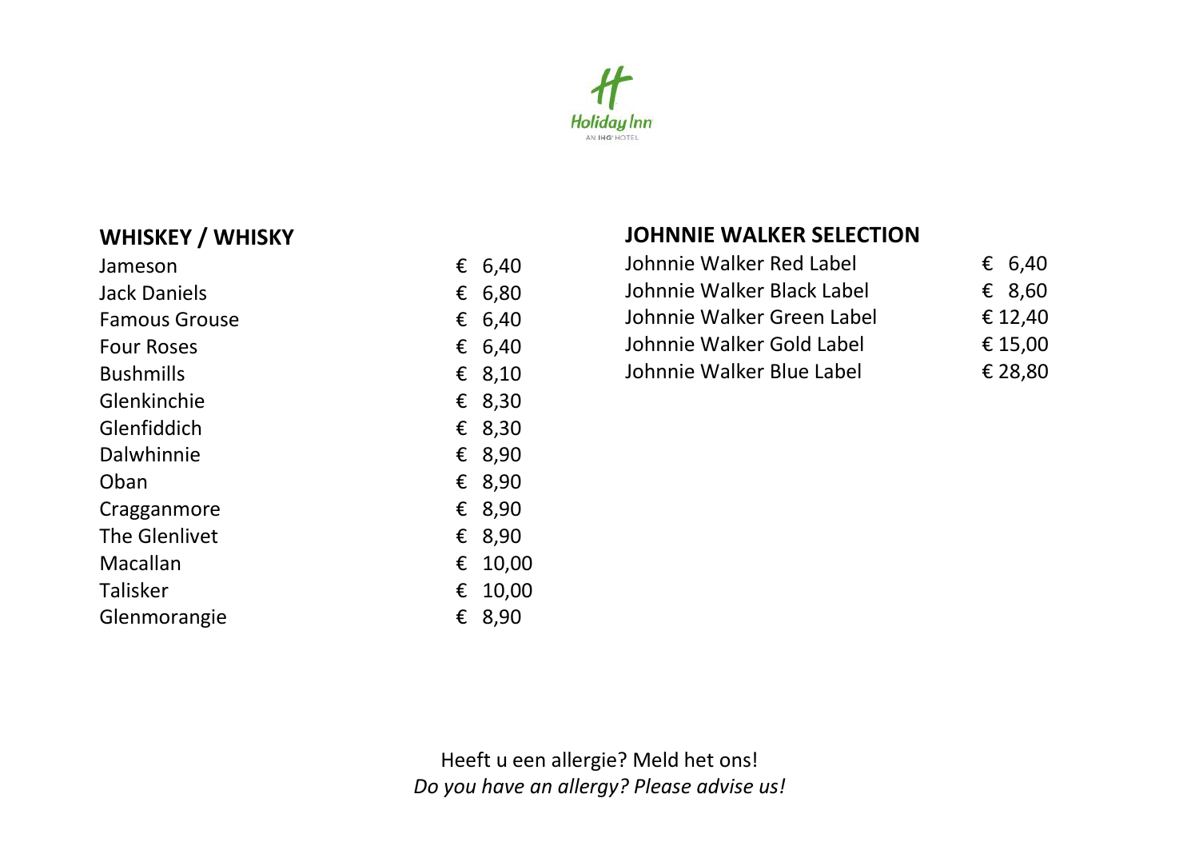## WHISKEY / WHISKY

| | |
|---|---|
| Jameson | € 6,40 |
| Jack Daniels | € 6,80 |
| Famous Grouse | € 6,40 |
| Four Roses | € 6,40 |
| Bushmills | € 8,10 |
| Glenkinchie | € 8,30 |
| Glenfiddich | € 8,30 |
| Dalwhinnie | € 8,90 |
| Oban | € 8,90 |
| Cragganmore | € 8,90 |
| The Glenlivet | € 8,90 |
| Macallan | € 10,00 |
| Talisker | € 10,00 |
| Glenmorangie | € 8,90 |

## JOHNNIE WALKER SELECTION

| | |
|---|---|
| Johnnie Walker Red Label | € 6,40 |
| Johnnie Walker Black Label | € 8,60 |
| Johnnie Walker Green Label | € 12,40 |
| Johnnie Walker Gold Label | € 15,00 |
| Johnnie Walker Blue Label | € 28,80 |

Heeft u een allergie? Meld het ons!
*Do you have an allergy? Please advise us!*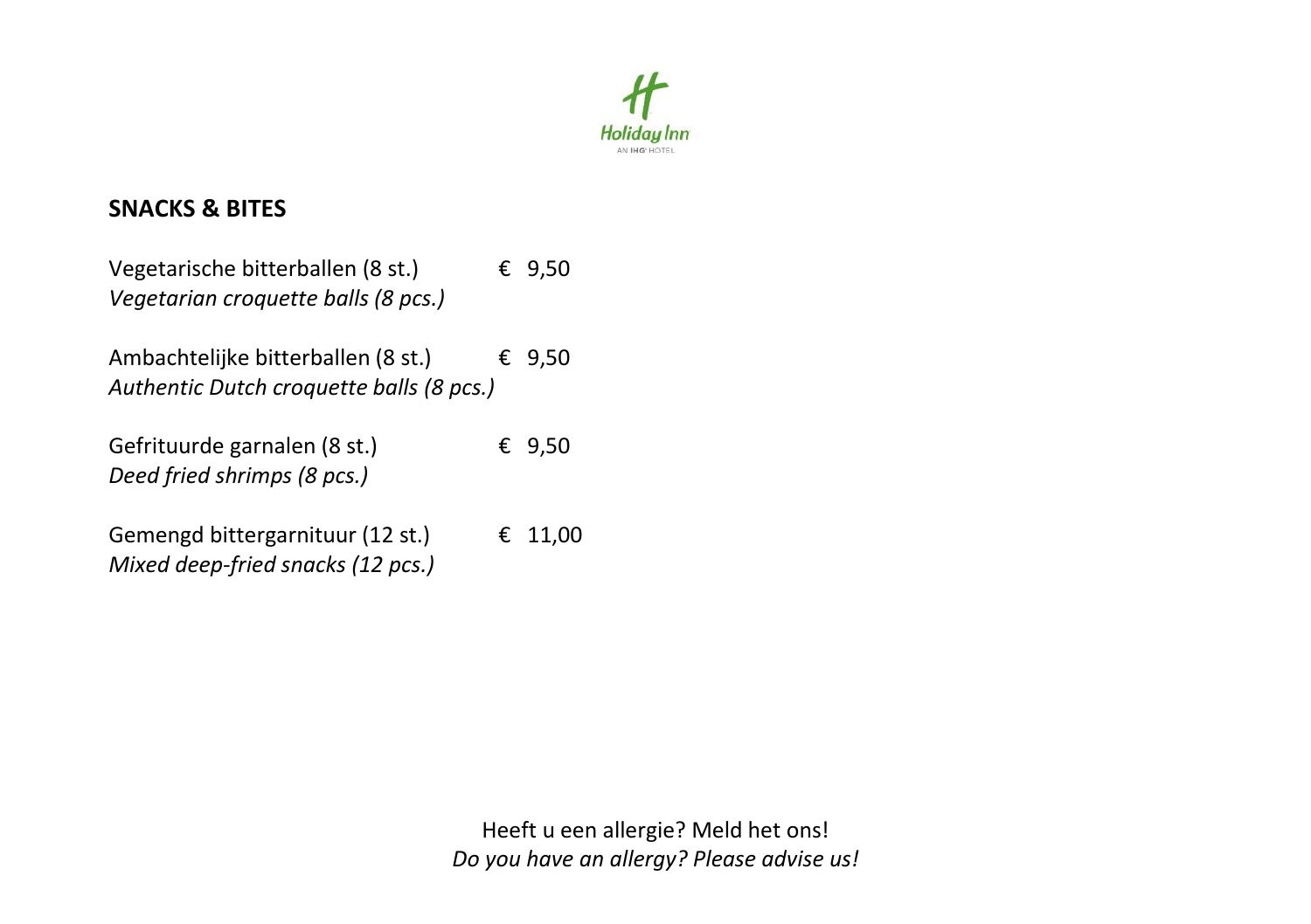## SNACKS & BITES

Vegetarische bitterballen (8 st.) € 9,50
*Vegetarian croquette balls (8 pcs.)*

Ambachtelijke bitterballen (8 st.) € 9,50
*Authentic Dutch croquette balls (8 pcs.)*

Gefrituurde garnalen (8 st.) € 9,50
*Deed fried shrimps (8 pcs.)*

Gemengd bittergarnituur (12 st.) € 11,00
*Mixed deep-fried snacks (12 pcs.)*

Heeft u een allergie? Meld het ons!
*Do you have an allergy? Please advise us!*